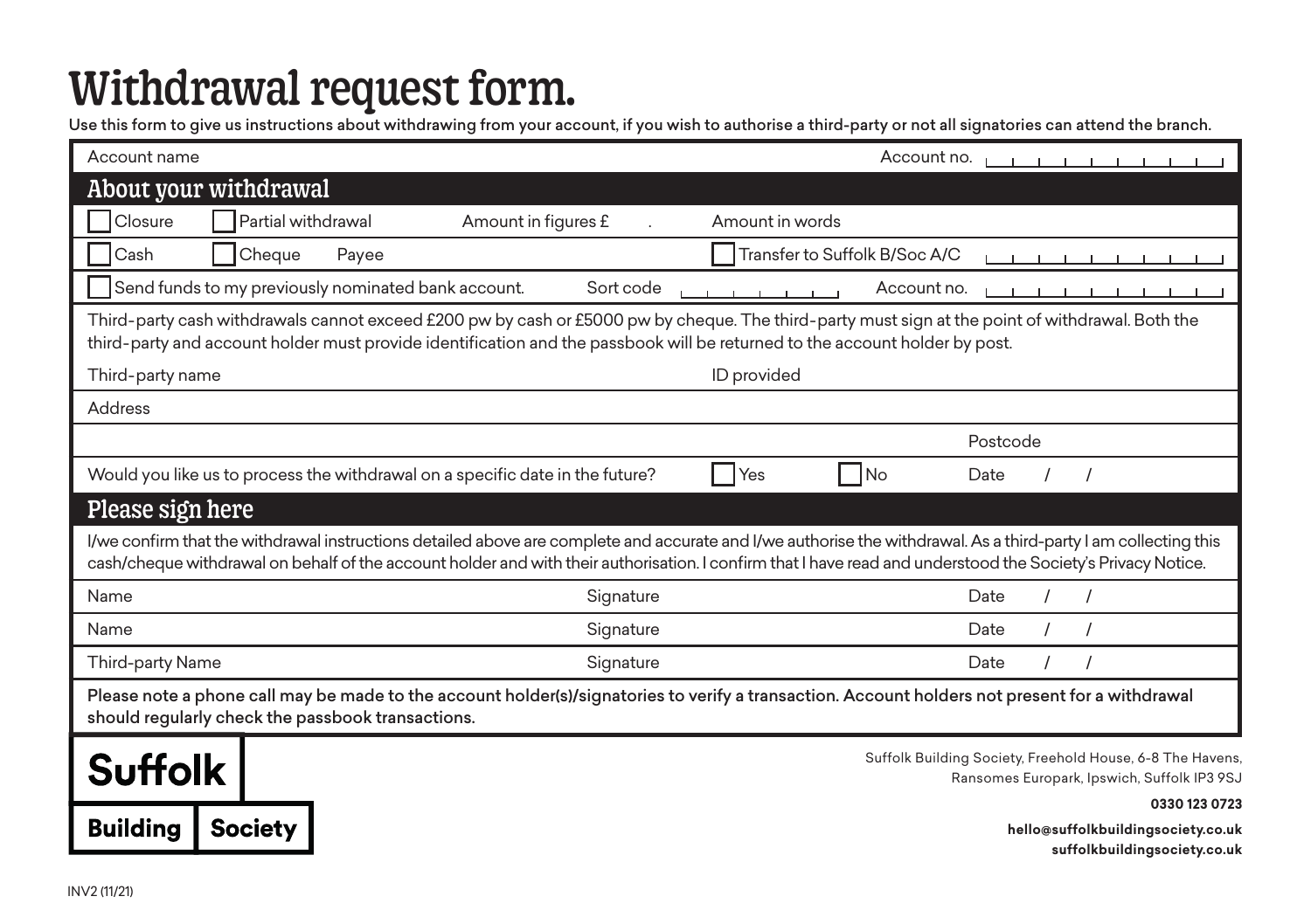# Withdrawal request form.

Use this form to give us instructions about withdrawing from your account, if you wish to authorise a third-party or not all signatories can attend the branch.

Account name | Account no.

## About your withdrawal

☐ Closure ☐ Partial withdrawal Amount in figures £ . Amount in words

☐ Cash ☐ Cheque Payee ☐ Transfer to Suffolk B/Soc A/C

☐ Send funds to my previously nominated bank account. Sort code Account no.

Third-party cash withdrawals cannot exceed £200 pw by cash or £5000 pw by cheque. The third-party must sign at the point of withdrawal. Both the third-party and account holder must provide identification and the passbook will be returned to the account holder by post.

Third-party name | ID provided

Address

Postcode

Would you like us to process the withdrawal on a specific date in the future? ☐ Yes ☐ No Date / /

## Please sign here

I/we confirm that the withdrawal instructions detailed above are complete and accurate and I/we authorise the withdrawal. As a third-party I am collecting this cash/cheque withdrawal on behalf of the account holder and with their authorisation. I confirm that I have read and understood the Society's Privacy Notice.

| Name | Signature | Date / / |
|---|---|---|
| Name | Signature | Date / / |
| Third-party Name | Signature | Date / / |

**Please note a phone call may be made to the account holder(s)/signatories to verify a transaction. Account holders not present for a withdrawal should regularly check the passbook transactions.**

**Suffolk Building Society**

Suffolk Building Society, Freehold House, 6-8 The Havens, Ransomes Europark, Ipswich, Suffolk IP3 9SJ

**0330 123 0723**

**hello@suffolkbuildingsociety.co.uk**
**suffolkbuildingsociety.co.uk**

INV2 (11/21)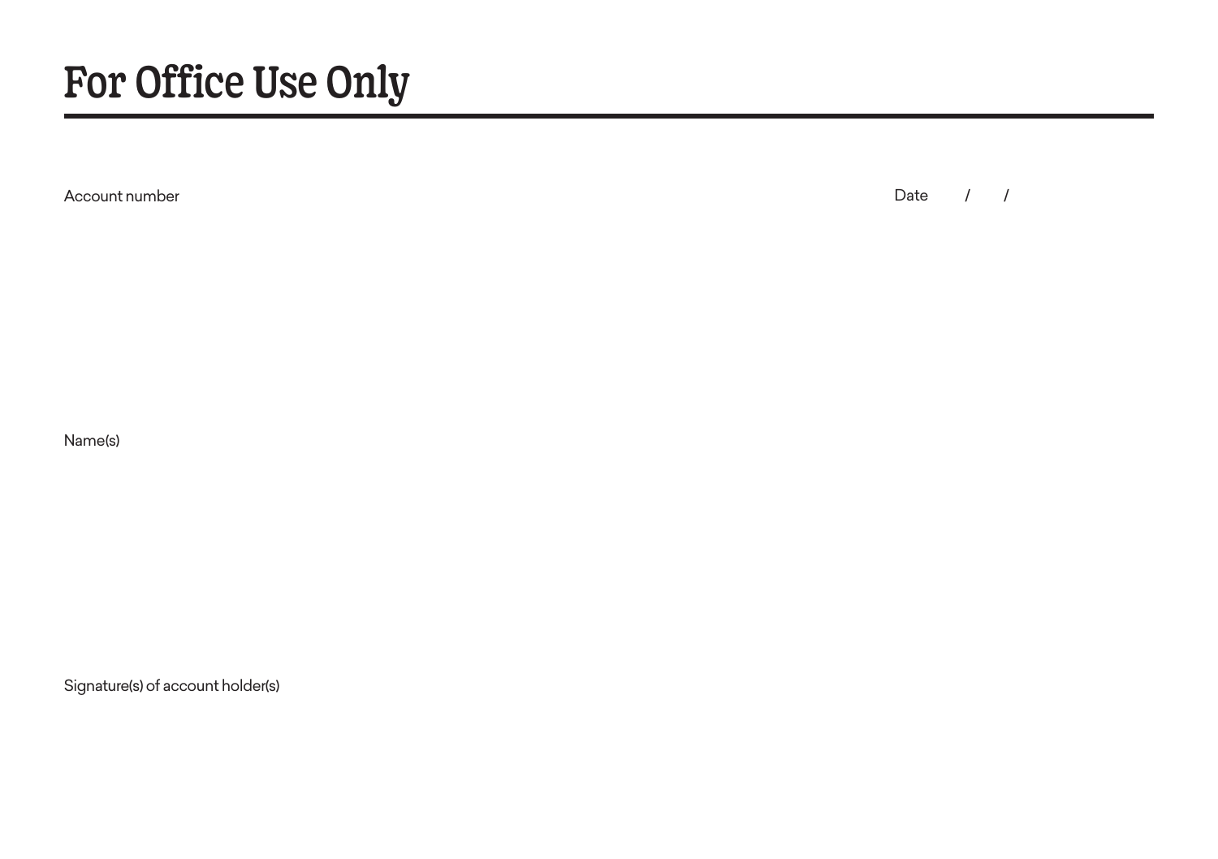# For Office Use Only

Account number

Date / /

Name(s)

Signature(s) of account holder(s)